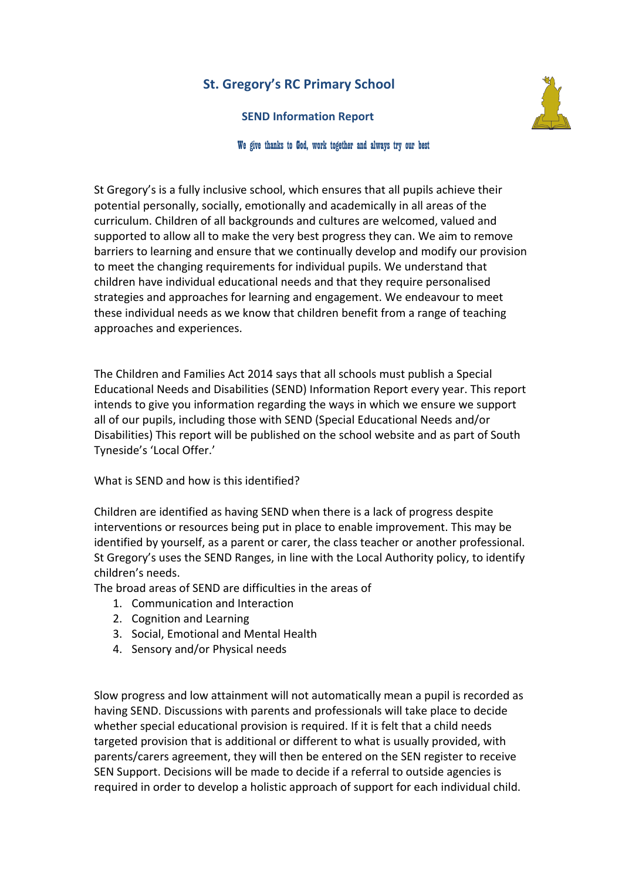# St. Gregory's RC Primary School

## SEND Information Report

*We give thanks to God, work together and always try our best*

St Gregory's is a fully inclusive school, which ensures that all pupils achieve their potential personally, socially, emotionally and academically in all areas of the curriculum. Children of all backgrounds and cultures are welcomed, valued and supported to allow all to make the very best progress they can. We aim to remove barriers to learning and ensure that we continually develop and modify our provision to meet the changing requirements for individual pupils. We understand that children have individual educational needs and that they require personalised strategies and approaches for learning and engagement. We endeavour to meet these individual needs as we know that children benefit from a range of teaching approaches and experiences.

The Children and Families Act 2014 says that all schools must publish a Special Educational Needs and Disabilities (SEND) Information Report every year. This report intends to give you information regarding the ways in which we ensure we support all of our pupils, including those with SEND (Special Educational Needs and/or Disabilities) This report will be published on the school website and as part of South Tyneside's 'Local Offer.'

What is SEND and how is this identified?

Children are identified as having SEND when there is a lack of progress despite interventions or resources being put in place to enable improvement. This may be identified by yourself, as a parent or carer, the class teacher or another professional. St Gregory's uses the SEND Ranges, in line with the Local Authority policy, to identify children's needs.

The broad areas of SEND are difficulties in the areas of

1. Communication and Interaction
2. Cognition and Learning
3. Social, Emotional and Mental Health
4. Sensory and/or Physical needs

Slow progress and low attainment will not automatically mean a pupil is recorded as having SEND. Discussions with parents and professionals will take place to decide whether special educational provision is required. If it is felt that a child needs targeted provision that is additional or different to what is usually provided, with parents/carers agreement, they will then be entered on the SEN register to receive SEN Support. Decisions will be made to decide if a referral to outside agencies is required in order to develop a holistic approach of support for each individual child.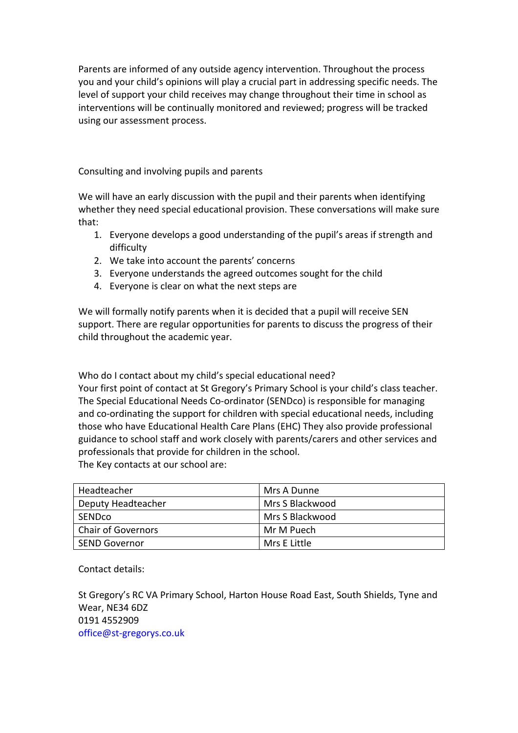Parents are informed of any outside agency intervention. Throughout the process you and your child's opinions will play a crucial part in addressing specific needs. The level of support your child receives may change throughout their time in school as interventions will be continually monitored and reviewed; progress will be tracked using our assessment process.

## Consulting and involving pupils and parents

We will have an early discussion with the pupil and their parents when identifying whether they need special educational provision. These conversations will make sure that:

1. Everyone develops a good understanding of the pupil's areas if strength and difficulty
2. We take into account the parents' concerns
3. Everyone understands the agreed outcomes sought for the child
4. Everyone is clear on what the next steps are

We will formally notify parents when it is decided that a pupil will receive SEN support. There are regular opportunities for parents to discuss the progress of their child throughout the academic year.

## Who do I contact about my child's special educational need?

Your first point of contact at St Gregory's Primary School is your child's class teacher. The Special Educational Needs Co-ordinator (SENDco) is responsible for managing and co-ordinating the support for children with special educational needs, including those who have Educational Health Care Plans (EHC) They also provide professional guidance to school staff and work closely with parents/carers and other services and professionals that provide for children in the school.

The Key contacts at our school are:

| Role | Name |
|---|---|
| Headteacher | Mrs A Dunne |
| Deputy Headteacher | Mrs S Blackwood |
| SENDco | Mrs S Blackwood |
| Chair of Governors | Mr M Puech |
| SEND Governor | Mrs E Little |

Contact details:

St Gregory's RC VA Primary School, Harton House Road East, South Shields, Tyne and Wear, NE34 6DZ
0191 4552909
office@st-gregorys.co.uk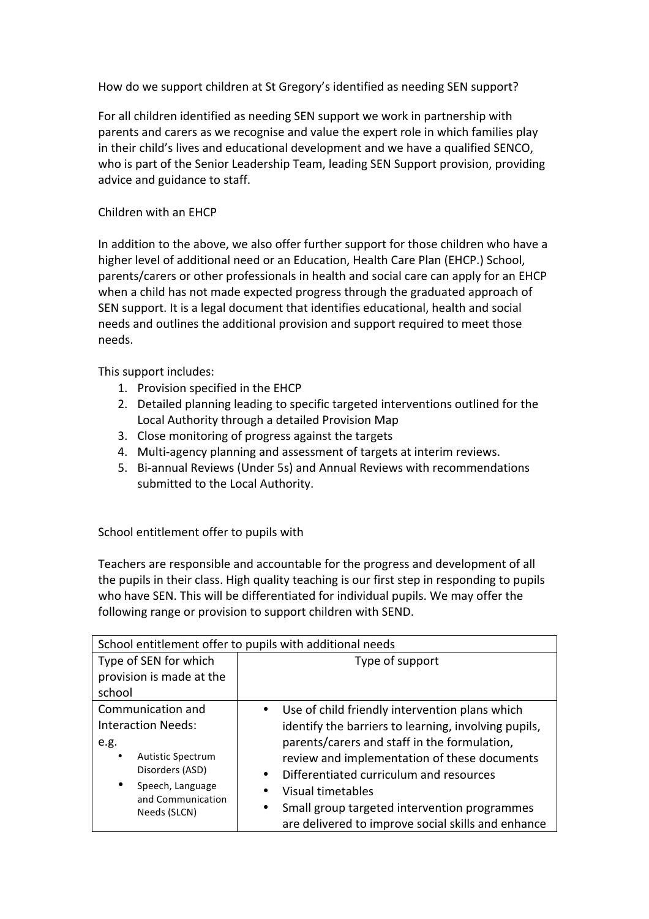How do we support children at St Gregory's identified as needing SEN support?

For all children identified as needing SEN support we work in partnership with parents and carers as we recognise and value the expert role in which families play in their child's lives and educational development and we have a qualified SENCO, who is part of the Senior Leadership Team, leading SEN Support provision, providing advice and guidance to staff.

Children with an EHCP

In addition to the above, we also offer further support for those children who have a higher level of additional need or an Education, Health Care Plan (EHCP.) School, parents/carers or other professionals in health and social care can apply for an EHCP when a child has not made expected progress through the graduated approach of SEN support. It is a legal document that identifies educational, health and social needs and outlines the additional provision and support required to meet those needs.

This support includes:

1. Provision specified in the EHCP
2. Detailed planning leading to specific targeted interventions outlined for the Local Authority through a detailed Provision Map
3. Close monitoring of progress against the targets
4. Multi-agency planning and assessment of targets at interim reviews.
5. Bi-annual Reviews (Under 5s) and Annual Reviews with recommendations submitted to the Local Authority.

School entitlement offer to pupils with

Teachers are responsible and accountable for the progress and development of all the pupils in their class. High quality teaching is our first step in responding to pupils who have SEN. This will be differentiated for individual pupils. We may offer the following range or provision to support children with SEND.

| School entitlement offer to pupils with additional needs | |
|---|---|
| Type of SEN for which provision is made at the school | Type of support |
| Communication and Interaction Needs: e.g. • Autistic Spectrum Disorders (ASD) • Speech, Language and Communication Needs (SLCN) | • Use of child friendly intervention plans which identify the barriers to learning, involving pupils, parents/carers and staff in the formulation, review and implementation of these documents • Differentiated curriculum and resources • Visual timetables • Small group targeted intervention programmes are delivered to improve social skills and enhance |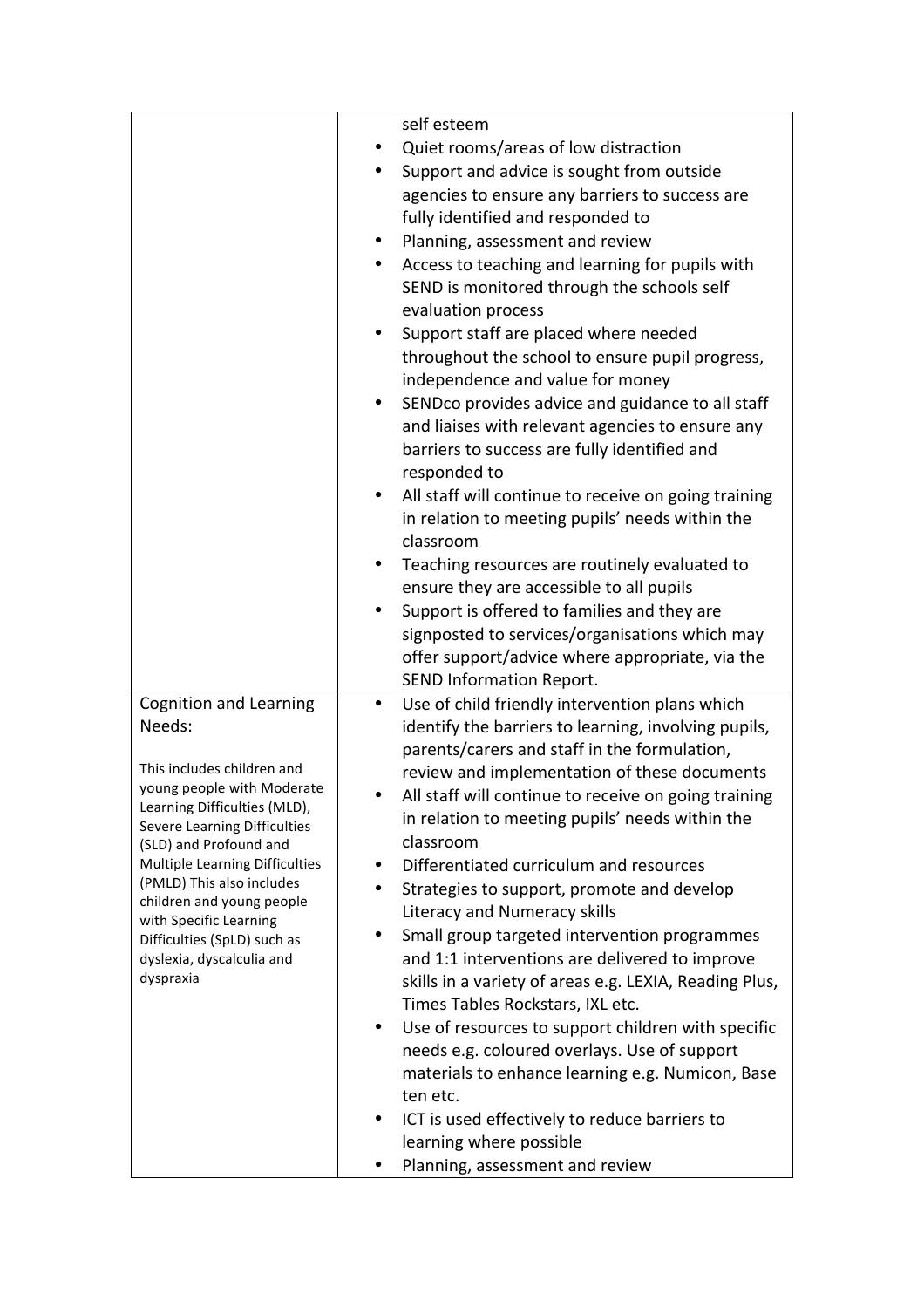| | |
|---|---|
| | self esteem<br>• Quiet rooms/areas of low distraction<br>• Support and advice is sought from outside agencies to ensure any barriers to success are fully identified and responded to<br>• Planning, assessment and review<br>• Access to teaching and learning for pupils with SEND is monitored through the schools self evaluation process<br>• Support staff are placed where needed throughout the school to ensure pupil progress, independence and value for money<br>• SENDco provides advice and guidance to all staff and liaises with relevant agencies to ensure any barriers to success are fully identified and responded to<br>• All staff will continue to receive on going training in relation to meeting pupils' needs within the classroom<br>• Teaching resources are routinely evaluated to ensure they are accessible to all pupils<br>• Support is offered to families and they are signposted to services/organisations which may offer support/advice where appropriate, via the SEND Information Report. |
| Cognition and Learning Needs:<br><br>This includes children and young people with Moderate Learning Difficulties (MLD), Severe Learning Difficulties (SLD) and Profound and Multiple Learning Difficulties (PMLD) This also includes children and young people with Specific Learning Difficulties (SpLD) such as dyslexia, dyscalculia and dyspraxia | • Use of child friendly intervention plans which identify the barriers to learning, involving pupils, parents/carers and staff in the formulation, review and implementation of these documents<br>• All staff will continue to receive on going training in relation to meeting pupils' needs within the classroom<br>• Differentiated curriculum and resources<br>• Strategies to support, promote and develop Literacy and Numeracy skills<br>• Small group targeted intervention programmes and 1:1 interventions are delivered to improve skills in a variety of areas e.g. LEXIA, Reading Plus, Times Tables Rockstars, IXL etc.<br>• Use of resources to support children with specific needs e.g. coloured overlays. Use of support materials to enhance learning e.g. Numicon, Base ten etc.<br>• ICT is used effectively to reduce barriers to learning where possible<br>• Planning, assessment and review |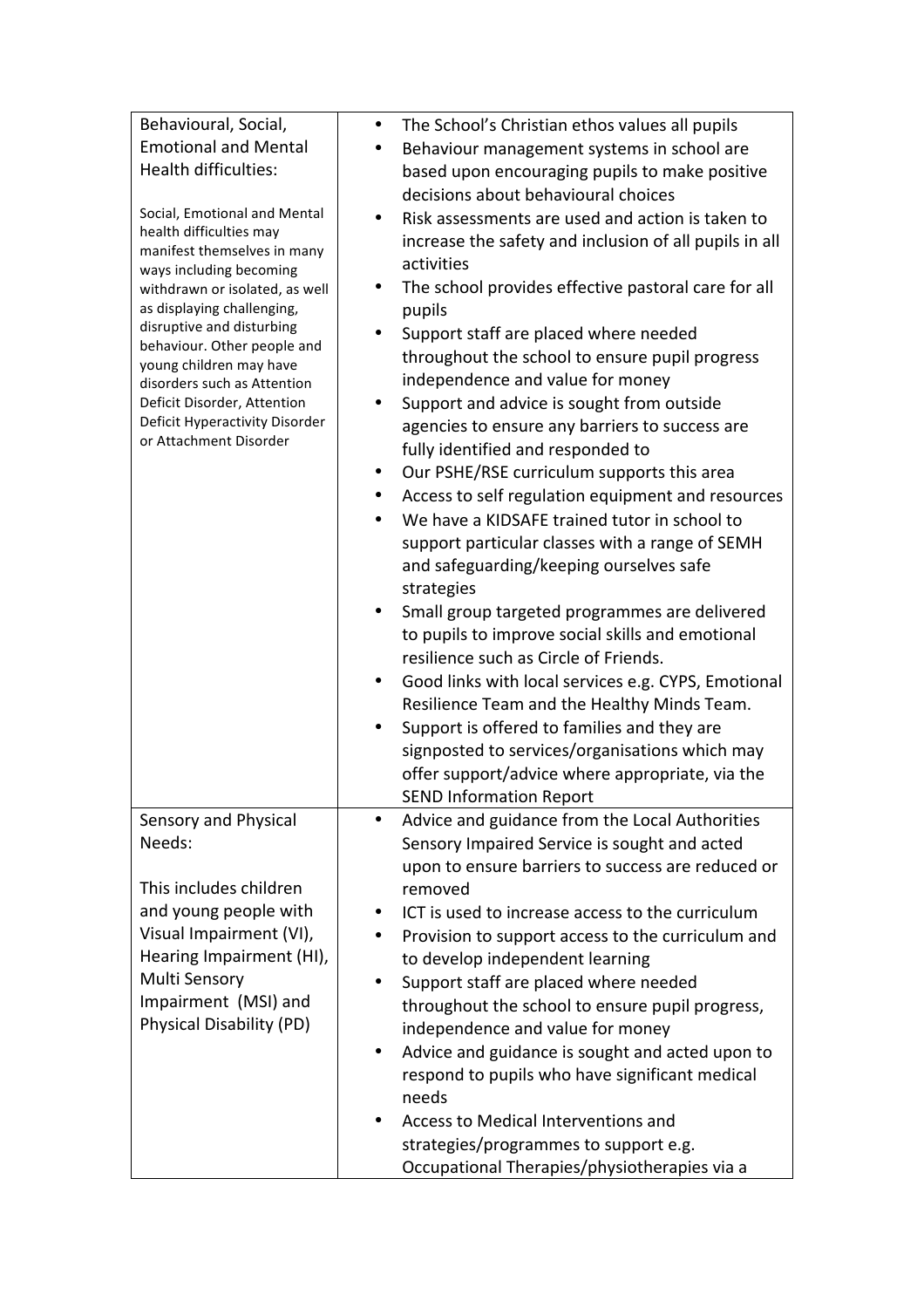| | |
|---|---|
| Behavioural, Social, Emotional and Mental Health difficulties:<br><br>Social, Emotional and Mental health difficulties may manifest themselves in many ways including becoming withdrawn or isolated, as well as displaying challenging, disruptive and disturbing behaviour. Other people and young children may have disorders such as Attention Deficit Disorder, Attention Deficit Hyperactivity Disorder or Attachment Disorder | • The School's Christian ethos values all pupils<br>• Behaviour management systems in school are based upon encouraging pupils to make positive decisions about behavioural choices<br>• Risk assessments are used and action is taken to increase the safety and inclusion of all pupils in all activities<br>• The school provides effective pastoral care for all pupils<br>• Support staff are placed where needed throughout the school to ensure pupil progress independence and value for money<br>• Support and advice is sought from outside agencies to ensure any barriers to success are fully identified and responded to<br>• Our PSHE/RSE curriculum supports this area<br>• Access to self regulation equipment and resources<br>• We have a KIDSAFE trained tutor in school to support particular classes with a range of SEMH and safeguarding/keeping ourselves safe strategies<br>• Small group targeted programmes are delivered to pupils to improve social skills and emotional resilience such as Circle of Friends.<br>• Good links with local services e.g. CYPS, Emotional Resilience Team and the Healthy Minds Team.<br>• Support is offered to families and they are signposted to services/organisations which may offer support/advice where appropriate, via the SEND Information Report |
| Sensory and Physical Needs:<br><br>This includes children and young people with Visual Impairment (VI), Hearing Impairment (HI), Multi Sensory Impairment (MSI) and Physical Disability (PD) | • Advice and guidance from the Local Authorities Sensory Impaired Service is sought and acted upon to ensure barriers to success are reduced or removed<br>• ICT is used to increase access to the curriculum<br>• Provision to support access to the curriculum and to develop independent learning<br>• Support staff are placed where needed throughout the school to ensure pupil progress, independence and value for money<br>• Advice and guidance is sought and acted upon to respond to pupils who have significant medical needs<br>• Access to Medical Interventions and strategies/programmes to support e.g. Occupational Therapies/physiotherapies via a |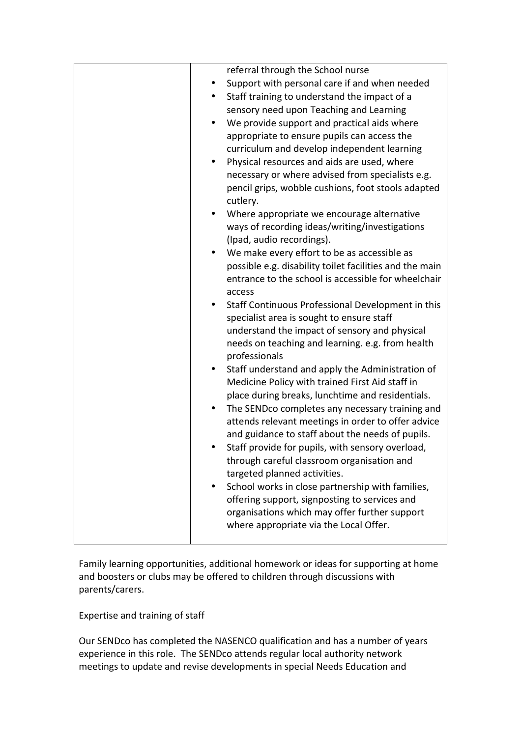| | |
|---|---|
| | referral through the School nurse<br>• Support with personal care if and when needed<br>• Staff training to understand the impact of a sensory need upon Teaching and Learning<br>• We provide support and practical aids where appropriate to ensure pupils can access the curriculum and develop independent learning<br>• Physical resources and aids are used, where necessary or where advised from specialists e.g. pencil grips, wobble cushions, foot stools adapted cutlery.<br>• Where appropriate we encourage alternative ways of recording ideas/writing/investigations (Ipad, audio recordings).<br>• We make every effort to be as accessible as possible e.g. disability toilet facilities and the main entrance to the school is accessible for wheelchair access<br>• Staff Continuous Professional Development in this specialist area is sought to ensure staff understand the impact of sensory and physical needs on teaching and learning. e.g. from health professionals<br>• Staff understand and apply the Administration of Medicine Policy with trained First Aid staff in place during breaks, lunchtime and residentials.<br>• The SENDco completes any necessary training and attends relevant meetings in order to offer advice and guidance to staff about the needs of pupils.<br>• Staff provide for pupils, with sensory overload, through careful classroom organisation and targeted planned activities.<br>• School works in close partnership with families, offering support, signposting to services and organisations which may offer further support where appropriate via the Local Offer. |

Family learning opportunities, additional homework or ideas for supporting at home and boosters or clubs may be offered to children through discussions with parents/carers.

Expertise and training of staff

Our SENDco has completed the NASENCO qualification and has a number of years experience in this role. The SENDco attends regular local authority network meetings to update and revise developments in special Needs Education and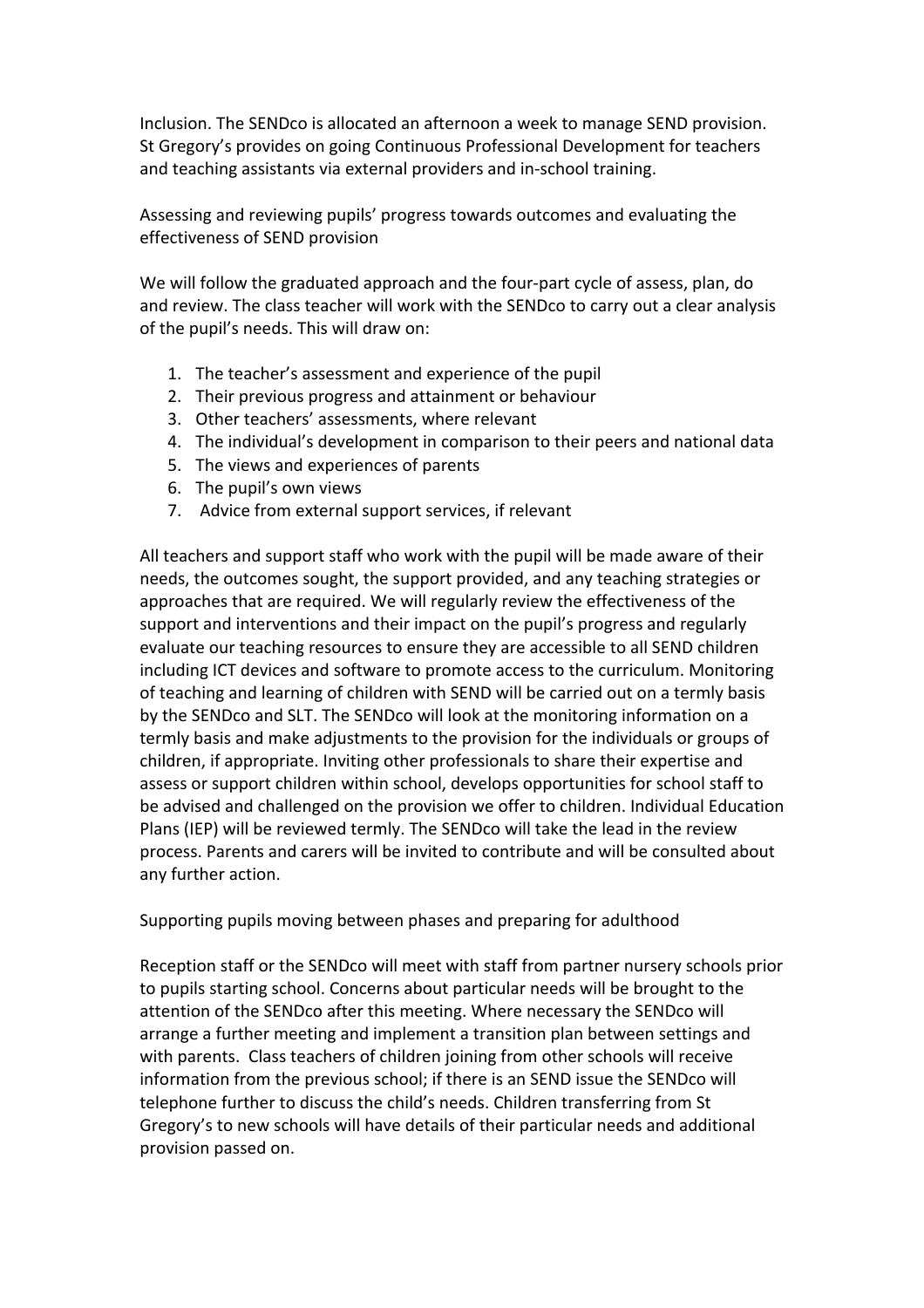Inclusion. The SENDco is allocated an afternoon a week to manage SEND provision. St Gregory's provides on going Continuous Professional Development for teachers and teaching assistants via external providers and in-school training.

## Assessing and reviewing pupils' progress towards outcomes and evaluating the effectiveness of SEND provision

We will follow the graduated approach and the four-part cycle of assess, plan, do and review. The class teacher will work with the SENDco to carry out a clear analysis of the pupil's needs. This will draw on:

1. The teacher's assessment and experience of the pupil
2. Their previous progress and attainment or behaviour
3. Other teachers' assessments, where relevant
4. The individual's development in comparison to their peers and national data
5. The views and experiences of parents
6. The pupil's own views
7. Advice from external support services, if relevant

All teachers and support staff who work with the pupil will be made aware of their needs, the outcomes sought, the support provided, and any teaching strategies or approaches that are required. We will regularly review the effectiveness of the support and interventions and their impact on the pupil's progress and regularly evaluate our teaching resources to ensure they are accessible to all SEND children including ICT devices and software to promote access to the curriculum. Monitoring of teaching and learning of children with SEND will be carried out on a termly basis by the SENDco and SLT. The SENDco will look at the monitoring information on a termly basis and make adjustments to the provision for the individuals or groups of children, if appropriate. Inviting other professionals to share their expertise and assess or support children within school, develops opportunities for school staff to be advised and challenged on the provision we offer to children. Individual Education Plans (IEP) will be reviewed termly. The SENDco will take the lead in the review process. Parents and carers will be invited to contribute and will be consulted about any further action.

## Supporting pupils moving between phases and preparing for adulthood

Reception staff or the SENDco will meet with staff from partner nursery schools prior to pupils starting school. Concerns about particular needs will be brought to the attention of the SENDco after this meeting. Where necessary the SENDco will arrange a further meeting and implement a transition plan between settings and with parents. Class teachers of children joining from other schools will receive information from the previous school; if there is an SEND issue the SENDco will telephone further to discuss the child's needs. Children transferring from St Gregory's to new schools will have details of their particular needs and additional provision passed on.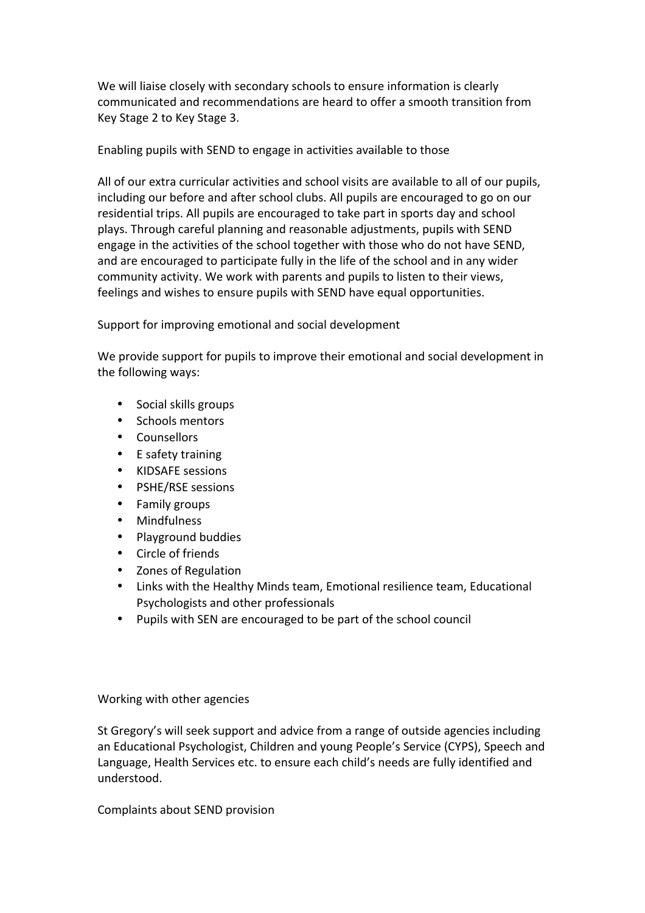We will liaise closely with secondary schools to ensure information is clearly communicated and recommendations are heard to offer a smooth transition from Key Stage 2 to Key Stage 3.

## Enabling pupils with SEND to engage in activities available to those

All of our extra curricular activities and school visits are available to all of our pupils, including our before and after school clubs. All pupils are encouraged to go on our residential trips. All pupils are encouraged to take part in sports day and school plays. Through careful planning and reasonable adjustments, pupils with SEND engage in the activities of the school together with those who do not have SEND, and are encouraged to participate fully in the life of the school and in any wider community activity. We work with parents and pupils to listen to their views, feelings and wishes to ensure pupils with SEND have equal opportunities.

## Support for improving emotional and social development

We provide support for pupils to improve their emotional and social development in the following ways:

- Social skills groups
- Schools mentors
- Counsellors
- E safety training
- KIDSAFE sessions
- PSHE/RSE sessions
- Family groups
- Mindfulness
- Playground buddies
- Circle of friends
- Zones of Regulation
- Links with the Healthy Minds team, Emotional resilience team, Educational Psychologists and other professionals
- Pupils with SEN are encouraged to be part of the school council

## Working with other agencies

St Gregory's will seek support and advice from a range of outside agencies including an Educational Psychologist, Children and young People's Service (CYPS), Speech and Language, Health Services etc. to ensure each child's needs are fully identified and understood.

## Complaints about SEND provision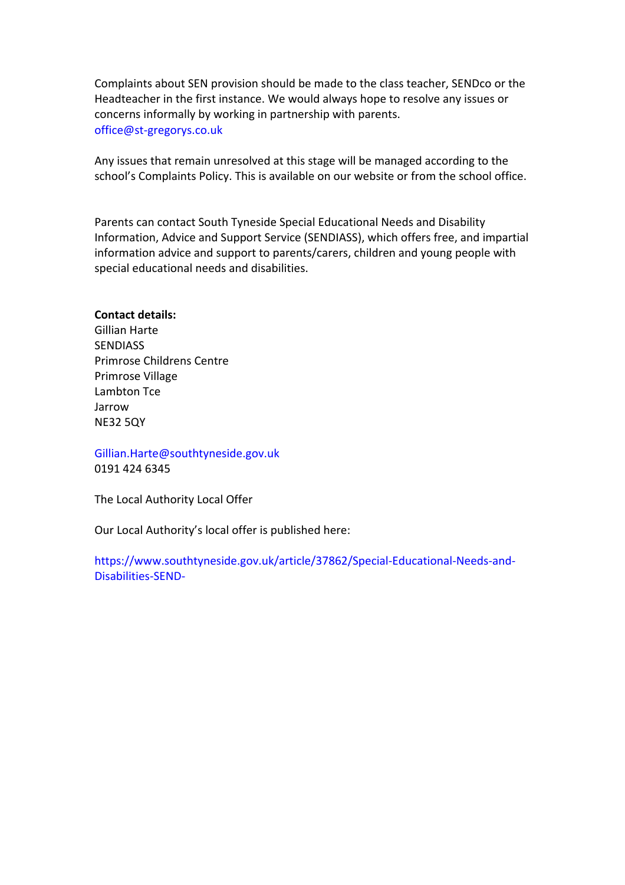Complaints about SEN provision should be made to the class teacher, SENDco or the Headteacher in the first instance. We would always hope to resolve any issues or concerns informally by working in partnership with parents.
office@st-gregorys.co.uk

Any issues that remain unresolved at this stage will be managed according to the school's Complaints Policy. This is available on our website or from the school office.

Parents can contact South Tyneside Special Educational Needs and Disability Information, Advice and Support Service (SENDIASS), which offers free, and impartial information advice and support to parents/carers, children and young people with special educational needs and disabilities.

**Contact details:**
Gillian Harte
SENDIASS
Primrose Childrens Centre
Primrose Village
Lambton Tce
Jarrow
NE32 5QY

Gillian.Harte@southtyneside.gov.uk
0191 424 6345

The Local Authority Local Offer

Our Local Authority's local offer is published here:

https://www.southtyneside.gov.uk/article/37862/Special-Educational-Needs-and-Disabilities-SEND-